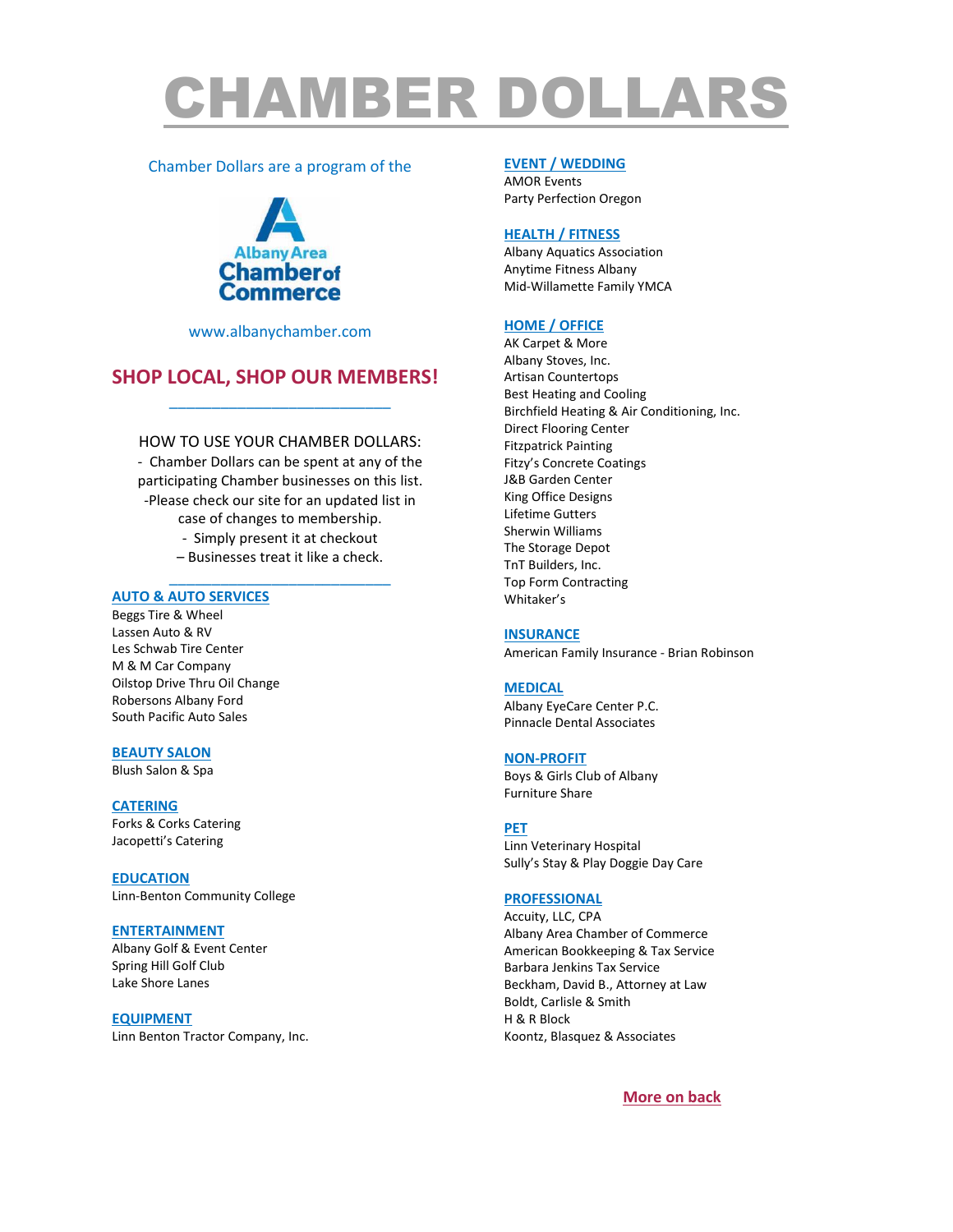# CHAMBER DOLLARS

Chamber Dollars are a program of the

Albany Area Chamber of Commerce

www.albanychamber.com

## SHOP LOCAL, SHOP OUR MEMBERS!

HOW TO USE YOUR CHAMBER DOLLARS:

- Chamber Dollars can be spent at any of the participating Chamber businesses on this list.
- Please check our site for an updated list in case of changes to membership.
- Simply present it at checkout
- Businesses treat it like a check.

### AUTO & AUTO SERVICES

Beggs Tire & Wheel
Lassen Auto & RV
Les Schwab Tire Center
M & M Car Company
Oilstop Drive Thru Oil Change
Robersons Albany Ford
South Pacific Auto Sales

### BEAUTY SALON

Blush Salon & Spa

### CATERING

Forks & Corks Catering
Jacopetti's Catering

### EDUCATION

Linn-Benton Community College

### ENTERTAINMENT

Albany Golf & Event Center
Spring Hill Golf Club
Lake Shore Lanes

### EQUIPMENT

Linn Benton Tractor Company, Inc.

### EVENT / WEDDING

AMOR Events
Party Perfection Oregon

### HEALTH / FITNESS

Albany Aquatics Association
Anytime Fitness Albany
Mid-Willamette Family YMCA

### HOME / OFFICE

AK Carpet & More
Albany Stoves, Inc.
Artisan Countertops
Best Heating and Cooling
Birchfield Heating & Air Conditioning, Inc.
Direct Flooring Center
Fitzpatrick Painting
Fitzy's Concrete Coatings
J&B Garden Center
King Office Designs
Lifetime Gutters
Sherwin Williams
The Storage Depot
TnT Builders, Inc.
Top Form Contracting
Whitaker's

### INSURANCE

American Family Insurance - Brian Robinson

### MEDICAL

Albany EyeCare Center P.C.
Pinnacle Dental Associates

### NON-PROFIT

Boys & Girls Club of Albany
Furniture Share

### PET

Linn Veterinary Hospital
Sully's Stay & Play Doggie Day Care

### PROFESSIONAL

Accuity, LLC, CPA
Albany Area Chamber of Commerce
American Bookkeeping & Tax Service
Barbara Jenkins Tax Service
Beckham, David B., Attorney at Law
Boldt, Carlisle & Smith
H & R Block
Koontz, Blasquez & Associates

**More on back**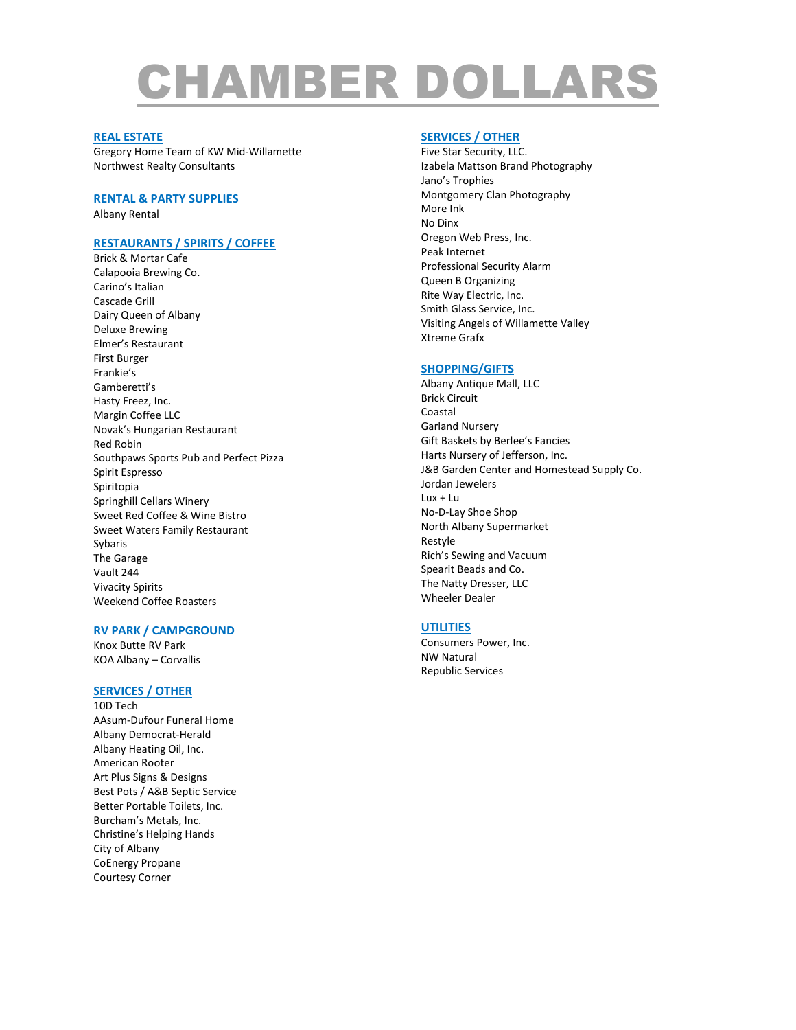# CHAMBER DOLLARS

## REAL ESTATE

Gregory Home Team of KW Mid-Willamette
Northwest Realty Consultants

## RENTAL & PARTY SUPPLIES

Albany Rental

## RESTAURANTS / SPIRITS / COFFEE

Brick & Mortar Cafe
Calapooia Brewing Co.
Carino's Italian
Cascade Grill
Dairy Queen of Albany
Deluxe Brewing
Elmer's Restaurant
First Burger
Frankie's
Gamberetti's
Hasty Freez, Inc.
Margin Coffee LLC
Novak's Hungarian Restaurant
Red Robin
Southpaws Sports Pub and Perfect Pizza
Spirit Espresso
Spiritopia
Springhill Cellars Winery
Sweet Red Coffee & Wine Bistro
Sweet Waters Family Restaurant
Sybaris
The Garage
Vault 244
Vivacity Spirits
Weekend Coffee Roasters

## RV PARK / CAMPGROUND

Knox Butte RV Park
KOA Albany – Corvallis

## SERVICES / OTHER

10D Tech
AAsum-Dufour Funeral Home
Albany Democrat-Herald
Albany Heating Oil, Inc.
American Rooter
Art Plus Signs & Designs
Best Pots / A&B Septic Service
Better Portable Toilets, Inc.
Burcham's Metals, Inc.
Christine's Helping Hands
City of Albany
CoEnergy Propane
Courtesy Corner

## SERVICES / OTHER

Five Star Security, LLC.
Izabela Mattson Brand Photography
Jano's Trophies
Montgomery Clan Photography
More Ink
No Dinx
Oregon Web Press, Inc.
Peak Internet
Professional Security Alarm
Queen B Organizing
Rite Way Electric, Inc.
Smith Glass Service, Inc.
Visiting Angels of Willamette Valley
Xtreme Grafx

## SHOPPING/GIFTS

Albany Antique Mall, LLC
Brick Circuit
Coastal
Garland Nursery
Gift Baskets by Berlee's Fancies
Harts Nursery of Jefferson, Inc.
J&B Garden Center and Homestead Supply Co.
Jordan Jewelers
Lux + Lu
No-D-Lay Shoe Shop
North Albany Supermarket
Restyle
Rich's Sewing and Vacuum
Spearit Beads and Co.
The Natty Dresser, LLC
Wheeler Dealer

## UTILITIES

Consumers Power, Inc.
NW Natural
Republic Services